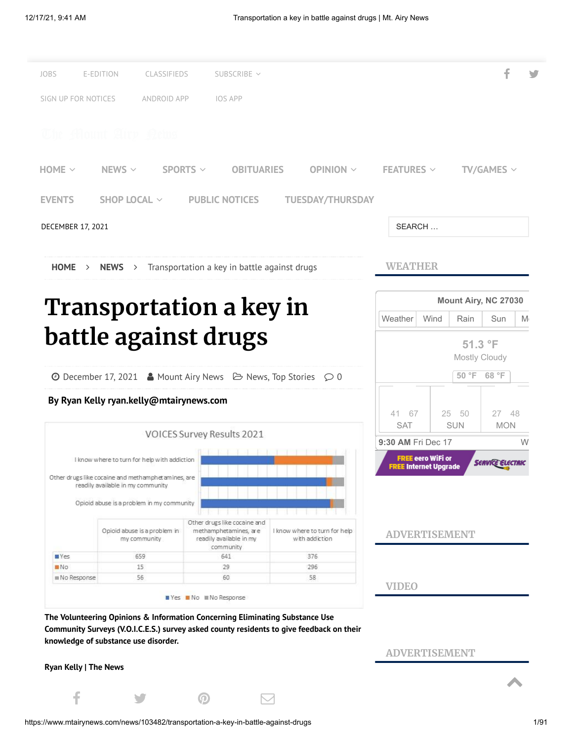# Transportation a key in battle against drugs

December 17, 2021 · Mount Airy News · News, Top Stories · 0

**By Ryan Kelly ryan.kelly@mtairynews.com**

VOICES Survey Results 2021

| | Opioid abuse is a problem in my community | Other drugs like cocaine and methamphetamines, are readily available in my community | I know where to turn for help with addiction |
| --- | --- | --- | --- |
| Yes | 659 | 641 | 376 |
| No | 15 | 29 | 296 |
| No Response | 56 | 60 | 58 |

**The Volunteering Opinions & Information Concerning Eliminating Substance Use Community Surveys (V.O.I.C.E.S.) survey asked county residents to give feedback on their knowledge of substance use disorder.**

**Ryan Kelly | The News**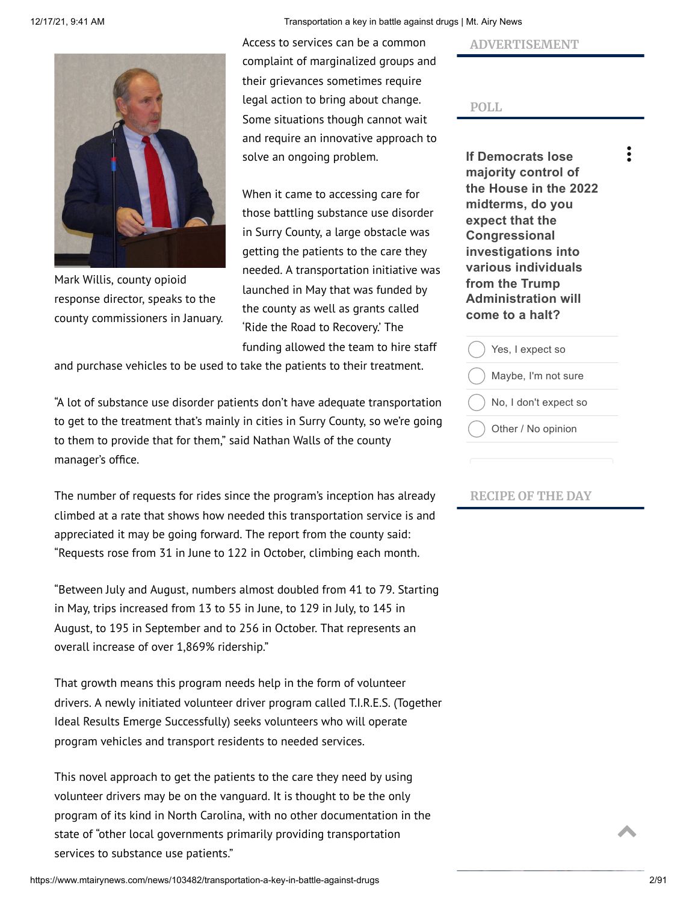Mark Willis, county opioid response director, speaks to the county commissioners in January.

Access to services can be a common complaint of marginalized groups and their grievances sometimes require legal action to bring about change. Some situations though cannot wait and require an innovative approach to solve an ongoing problem.

When it came to accessing care for those battling substance use disorder in Surry County, a large obstacle was getting the patients to the care they needed. A transportation initiative was launched in May that was funded by the county as well as grants called 'Ride the Road to Recovery.' The funding allowed the team to hire staff and purchase vehicles to be used to take the patients to their treatment.

"A lot of substance use disorder patients don't have adequate transportation to get to the treatment that's mainly in cities in Surry County, so we're going to them to provide that for them," said Nathan Walls of the county manager's office.

The number of requests for rides since the program's inception has already climbed at a rate that shows how needed this transportation service is and appreciated it may be going forward. The report from the county said: "Requests rose from 31 in June to 122 in October, climbing each month.

"Between July and August, numbers almost doubled from 41 to 79. Starting in May, trips increased from 13 to 55 in June, to 129 in July, to 145 in August, to 195 in September and to 256 in October. That represents an overall increase of over 1,869% ridership."

That growth means this program needs help in the form of volunteer drivers. A newly initiated volunteer driver program called T.I.R.E.S. (Together Ideal Results Emerge Successfully) seeks volunteers who will operate program vehicles and transport residents to needed services.

This novel approach to get the patients to the care they need by using volunteer drivers may be on the vanguard. It is thought to be the only program of its kind in North Carolina, with no other documentation in the state of "other local governments primarily providing transportation services to substance use patients."

ADVERTISEMENT

POLL

**If Democrats lose majority control of the House in the 2022 midterms, do you expect that the Congressional investigations into various individuals from the Trump Administration will come to a halt?**

- Yes, I expect so
- Maybe, I'm not sure
- No, I don't expect so
- Other / No opinion

RECIPE OF THE DAY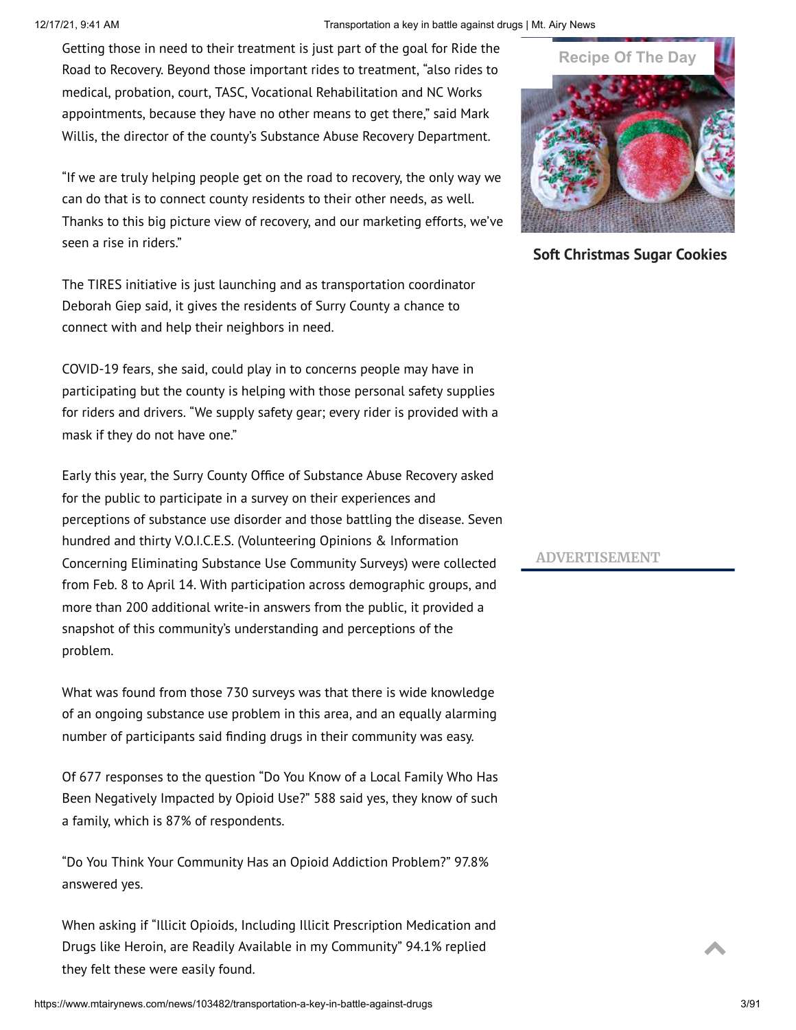Getting those in need to their treatment is just part of the goal for Ride the Road to Recovery. Beyond those important rides to treatment, "also rides to medical, probation, court, TASC, Vocational Rehabilitation and NC Works appointments, because they have no other means to get there," said Mark Willis, the director of the county's Substance Abuse Recovery Department.

"If we are truly helping people get on the road to recovery, the only way we can do that is to connect county residents to their other needs, as well. Thanks to this big picture view of recovery, and our marketing efforts, we've seen a rise in riders."

The TIRES initiative is just launching and as transportation coordinator Deborah Giep said, it gives the residents of Surry County a chance to connect with and help their neighbors in need.

COVID-19 fears, she said, could play in to concerns people may have in participating but the county is helping with those personal safety supplies for riders and drivers. "We supply safety gear; every rider is provided with a mask if they do not have one."

Early this year, the Surry County Office of Substance Abuse Recovery asked for the public to participate in a survey on their experiences and perceptions of substance use disorder and those battling the disease. Seven hundred and thirty V.O.I.C.E.S. (Volunteering Opinions & Information Concerning Eliminating Substance Use Community Surveys) were collected from Feb. 8 to April 14. With participation across demographic groups, and more than 200 additional write-in answers from the public, it provided a snapshot of this community's understanding and perceptions of the problem.

What was found from those 730 surveys was that there is wide knowledge of an ongoing substance use problem in this area, and an equally alarming number of participants said finding drugs in their community was easy.

Of 677 responses to the question "Do You Know of a Local Family Who Has Been Negatively Impacted by Opioid Use?" 588 said yes, they know of such a family, which is 87% of respondents.

"Do You Think Your Community Has an Opioid Addiction Problem?" 97.8% answered yes.

When asking if "Illicit Opioids, Including Illicit Prescription Medication and Drugs like Heroin, are Readily Available in my Community" 94.1% replied they felt these were easily found.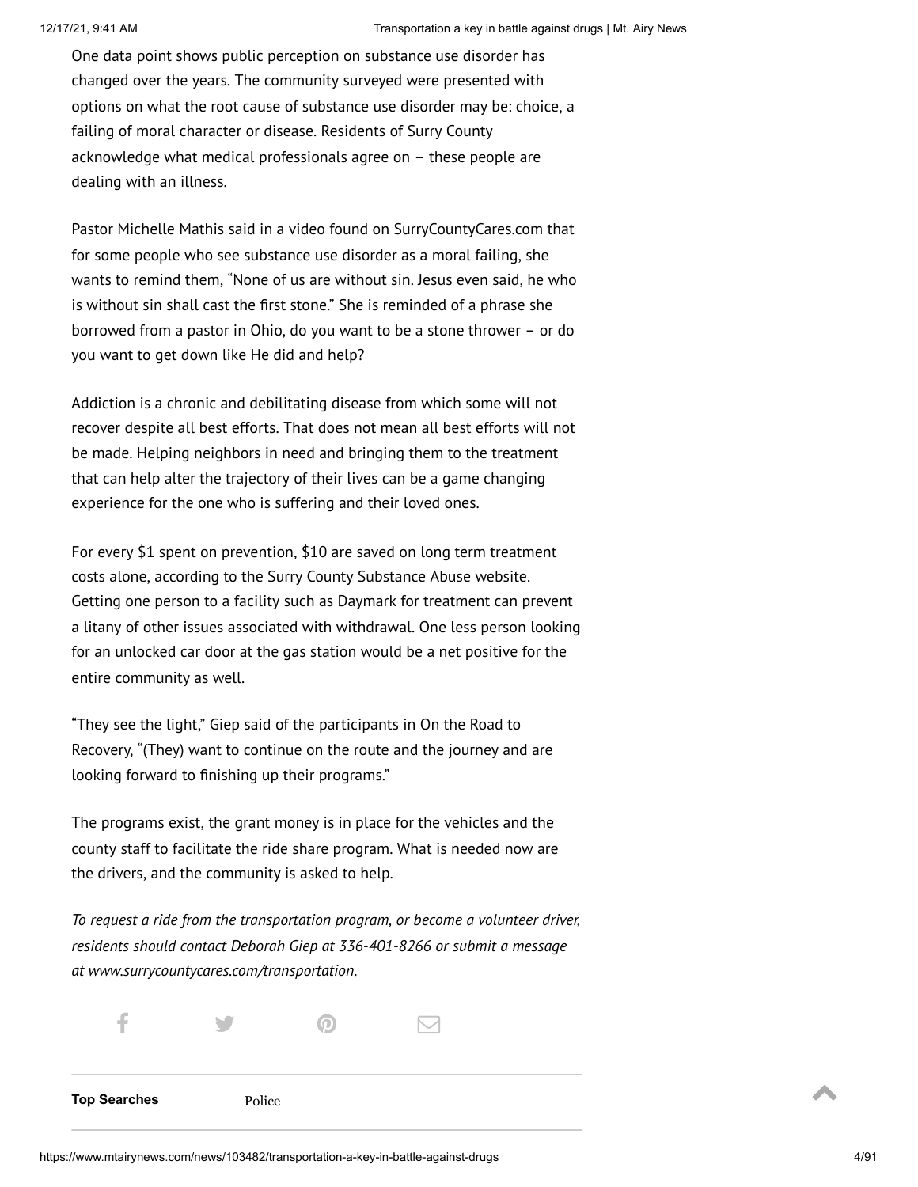One data point shows public perception on substance use disorder has changed over the years. The community surveyed were presented with options on what the root cause of substance use disorder may be: choice, a failing of moral character or disease. Residents of Surry County acknowledge what medical professionals agree on – these people are dealing with an illness.

Pastor Michelle Mathis said in a video found on SurryCountyCares.com that for some people who see substance use disorder as a moral failing, she wants to remind them, "None of us are without sin. Jesus even said, he who is without sin shall cast the first stone." She is reminded of a phrase she borrowed from a pastor in Ohio, do you want to be a stone thrower – or do you want to get down like He did and help?

Addiction is a chronic and debilitating disease from which some will not recover despite all best efforts. That does not mean all best efforts will not be made. Helping neighbors in need and bringing them to the treatment that can help alter the trajectory of their lives can be a game changing experience for the one who is suffering and their loved ones.

For every $1 spent on prevention, $10 are saved on long term treatment costs alone, according to the Surry County Substance Abuse website. Getting one person to a facility such as Daymark for treatment can prevent a litany of other issues associated with withdrawal. One less person looking for an unlocked car door at the gas station would be a net positive for the entire community as well.

"They see the light," Giep said of the participants in On the Road to Recovery, "(They) want to continue on the route and the journey and are looking forward to finishing up their programs."

The programs exist, the grant money is in place for the vehicles and the county staff to facilitate the ride share program. What is needed now are the drivers, and the community is asked to help.

*To request a ride from the transportation program, or become a volunteer driver, residents should contact Deborah Giep at 336-401-8266 or submit a message at www.surrycountycares.com/transportation.*

**Top Searches** | Police